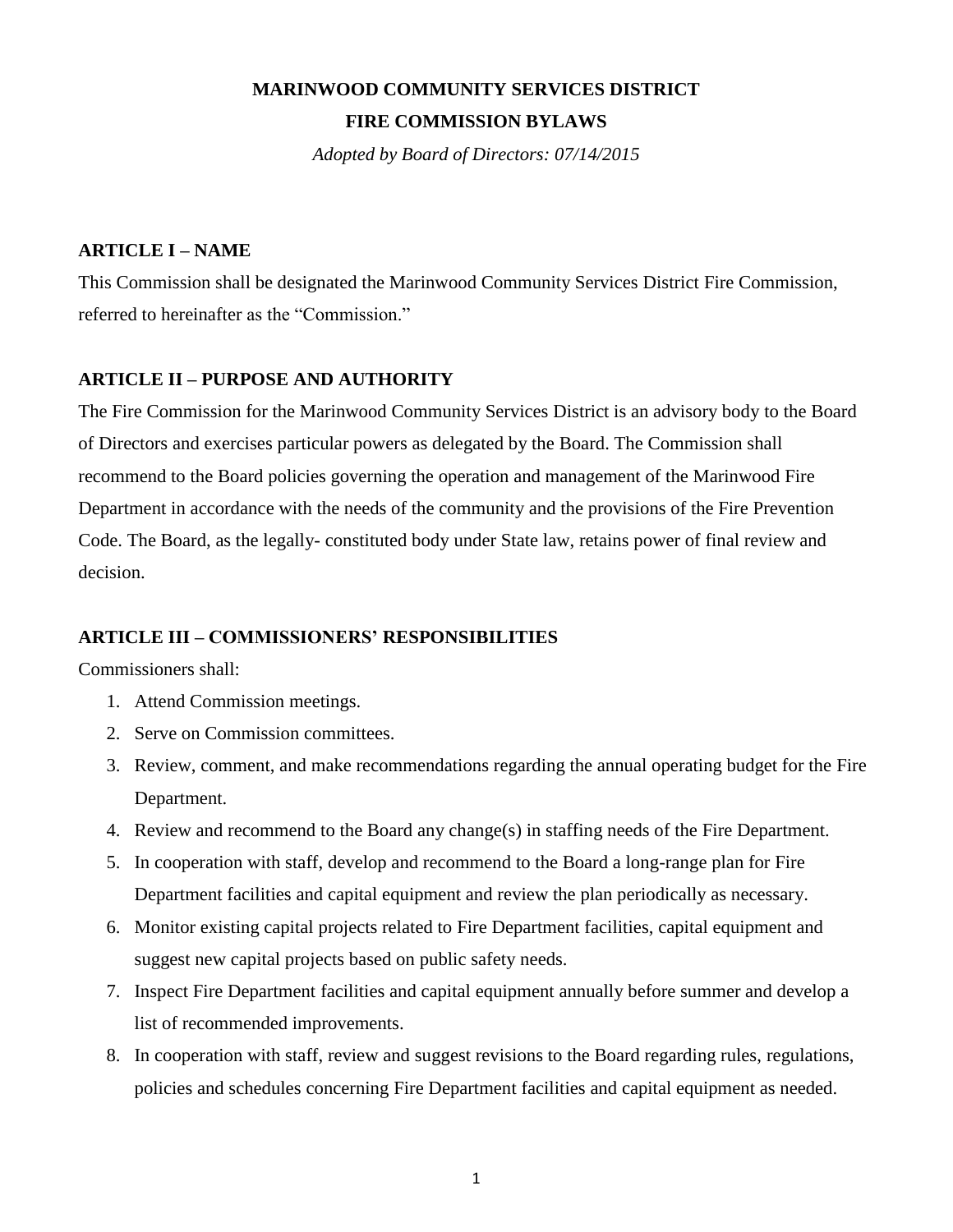# MARINWOOD COMMUNITY SERVICES DISTRICT

# FIRE COMMISSION BYLAWS

*Adopted by Board of Directors: 07/14/2015*

## ARTICLE I – NAME

This Commission shall be designated the Marinwood Community Services District Fire Commission, referred to hereinafter as the "Commission."

## ARTICLE II – PURPOSE AND AUTHORITY

The Fire Commission for the Marinwood Community Services District is an advisory body to the Board of Directors and exercises particular powers as delegated by the Board. The Commission shall recommend to the Board policies governing the operation and management of the Marinwood Fire Department in accordance with the needs of the community and the provisions of the Fire Prevention Code. The Board, as the legally- constituted body under State law, retains power of final review and decision.

## ARTICLE III – COMMISSIONERS' RESPONSIBILITIES

Commissioners shall:

1. Attend Commission meetings.
2. Serve on Commission committees.
3. Review, comment, and make recommendations regarding the annual operating budget for the Fire Department.
4. Review and recommend to the Board any change(s) in staffing needs of the Fire Department.
5. In cooperation with staff, develop and recommend to the Board a long-range plan for Fire Department facilities and capital equipment and review the plan periodically as necessary.
6. Monitor existing capital projects related to Fire Department facilities, capital equipment and suggest new capital projects based on public safety needs.
7. Inspect Fire Department facilities and capital equipment annually before summer and develop a list of recommended improvements.
8. In cooperation with staff, review and suggest revisions to the Board regarding rules, regulations, policies and schedules concerning Fire Department facilities and capital equipment as needed.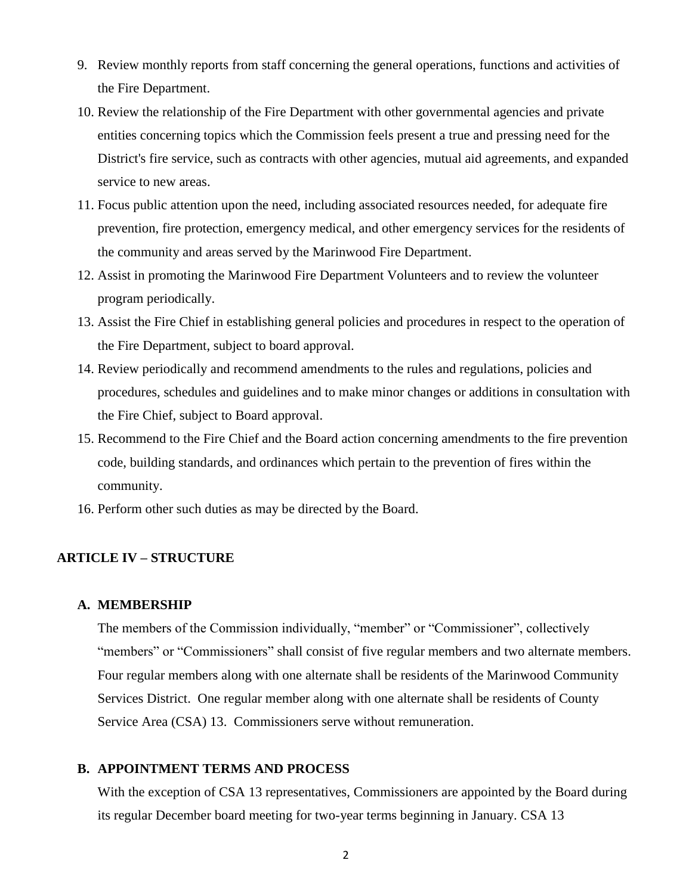9. Review monthly reports from staff concerning the general operations, functions and activities of the Fire Department.
10. Review the relationship of the Fire Department with other governmental agencies and private entities concerning topics which the Commission feels present a true and pressing need for the District's fire service, such as contracts with other agencies, mutual aid agreements, and expanded service to new areas.
11. Focus public attention upon the need, including associated resources needed, for adequate fire prevention, fire protection, emergency medical, and other emergency services for the residents of the community and areas served by the Marinwood Fire Department.
12. Assist in promoting the Marinwood Fire Department Volunteers and to review the volunteer program periodically.
13. Assist the Fire Chief in establishing general policies and procedures in respect to the operation of the Fire Department, subject to board approval.
14. Review periodically and recommend amendments to the rules and regulations, policies and procedures, schedules and guidelines and to make minor changes or additions in consultation with the Fire Chief, subject to Board approval.
15. Recommend to the Fire Chief and the Board action concerning amendments to the fire prevention code, building standards, and ordinances which pertain to the prevention of fires within the community.
16. Perform other such duties as may be directed by the Board.

## ARTICLE IV – STRUCTURE

### A. MEMBERSHIP

The members of the Commission individually, "member" or "Commissioner", collectively "members" or "Commissioners" shall consist of five regular members and two alternate members. Four regular members along with one alternate shall be residents of the Marinwood Community Services District. One regular member along with one alternate shall be residents of County Service Area (CSA) 13. Commissioners serve without remuneration.

### B. APPOINTMENT TERMS AND PROCESS

With the exception of CSA 13 representatives, Commissioners are appointed by the Board during its regular December board meeting for two-year terms beginning in January. CSA 13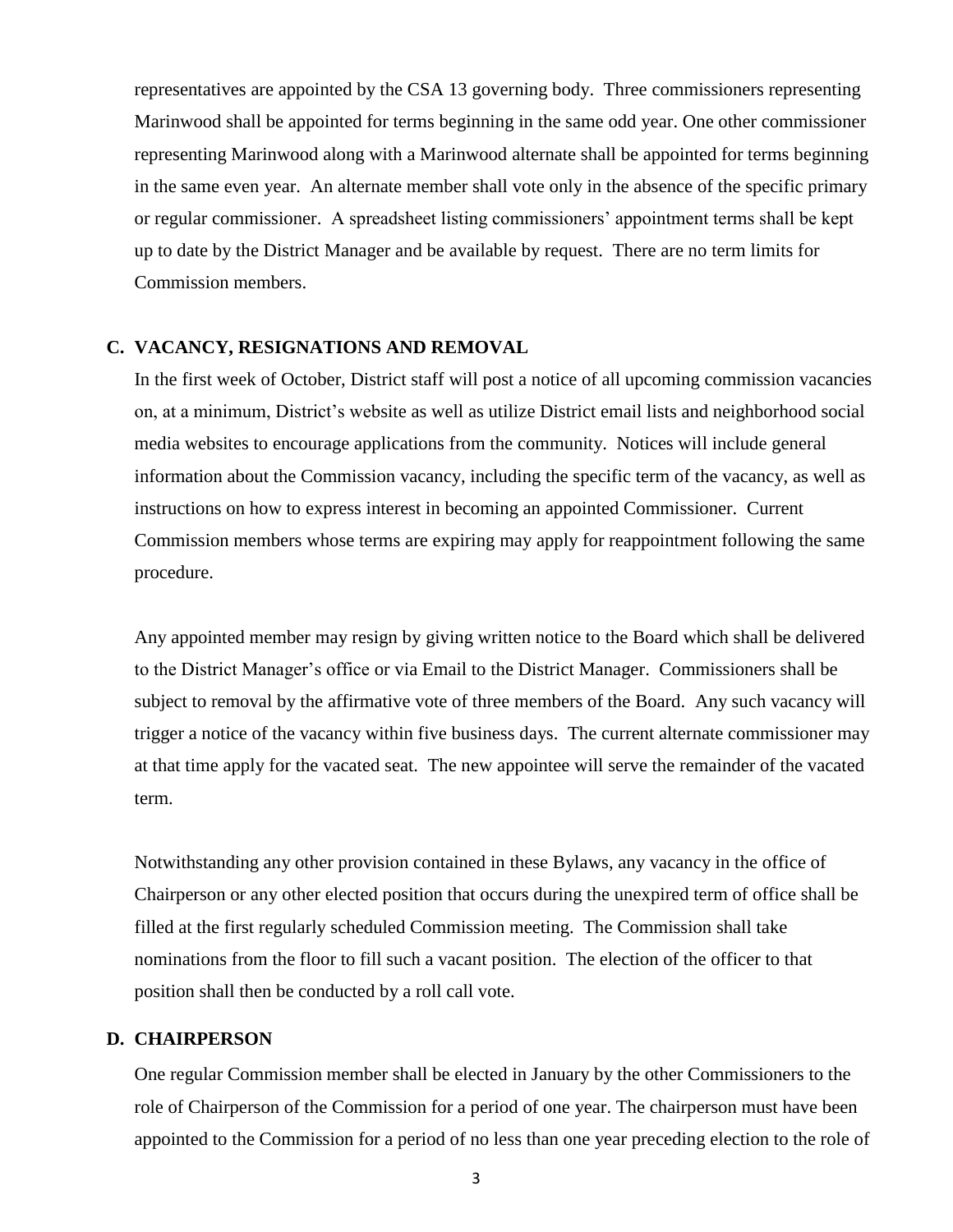representatives are appointed by the CSA 13 governing body. Three commissioners representing Marinwood shall be appointed for terms beginning in the same odd year. One other commissioner representing Marinwood along with a Marinwood alternate shall be appointed for terms beginning in the same even year. An alternate member shall vote only in the absence of the specific primary or regular commissioner. A spreadsheet listing commissioners' appointment terms shall be kept up to date by the District Manager and be available by request. There are no term limits for Commission members.

### C. VACANCY, RESIGNATIONS AND REMOVAL

In the first week of October, District staff will post a notice of all upcoming commission vacancies on, at a minimum, District's website as well as utilize District email lists and neighborhood social media websites to encourage applications from the community. Notices will include general information about the Commission vacancy, including the specific term of the vacancy, as well as instructions on how to express interest in becoming an appointed Commissioner. Current Commission members whose terms are expiring may apply for reappointment following the same procedure.

Any appointed member may resign by giving written notice to the Board which shall be delivered to the District Manager's office or via Email to the District Manager. Commissioners shall be subject to removal by the affirmative vote of three members of the Board. Any such vacancy will trigger a notice of the vacancy within five business days. The current alternate commissioner may at that time apply for the vacated seat. The new appointee will serve the remainder of the vacated term.

Notwithstanding any other provision contained in these Bylaws, any vacancy in the office of Chairperson or any other elected position that occurs during the unexpired term of office shall be filled at the first regularly scheduled Commission meeting. The Commission shall take nominations from the floor to fill such a vacant position. The election of the officer to that position shall then be conducted by a roll call vote.

### D. CHAIRPERSON

One regular Commission member shall be elected in January by the other Commissioners to the role of Chairperson of the Commission for a period of one year. The chairperson must have been appointed to the Commission for a period of no less than one year preceding election to the role of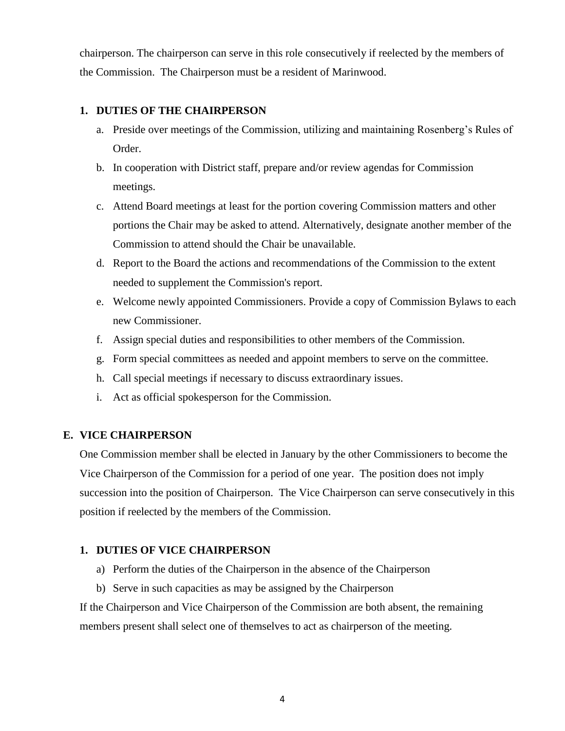chairperson. The chairperson can serve in this role consecutively if reelected by the members of the Commission. The Chairperson must be a resident of Marinwood.

### 1. DUTIES OF THE CHAIRPERSON

a. Preside over meetings of the Commission, utilizing and maintaining Rosenberg's Rules of Order.
b. In cooperation with District staff, prepare and/or review agendas for Commission meetings.
c. Attend Board meetings at least for the portion covering Commission matters and other portions the Chair may be asked to attend. Alternatively, designate another member of the Commission to attend should the Chair be unavailable.
d. Report to the Board the actions and recommendations of the Commission to the extent needed to supplement the Commission's report.
e. Welcome newly appointed Commissioners. Provide a copy of Commission Bylaws to each new Commissioner.
f. Assign special duties and responsibilities to other members of the Commission.
g. Form special committees as needed and appoint members to serve on the committee.
h. Call special meetings if necessary to discuss extraordinary issues.
i. Act as official spokesperson for the Commission.

## E. VICE CHAIRPERSON

One Commission member shall be elected in January by the other Commissioners to become the Vice Chairperson of the Commission for a period of one year. The position does not imply succession into the position of Chairperson. The Vice Chairperson can serve consecutively in this position if reelected by the members of the Commission.

### 1. DUTIES OF VICE CHAIRPERSON

a) Perform the duties of the Chairperson in the absence of the Chairperson
b) Serve in such capacities as may be assigned by the Chairperson

If the Chairperson and Vice Chairperson of the Commission are both absent, the remaining members present shall select one of themselves to act as chairperson of the meeting.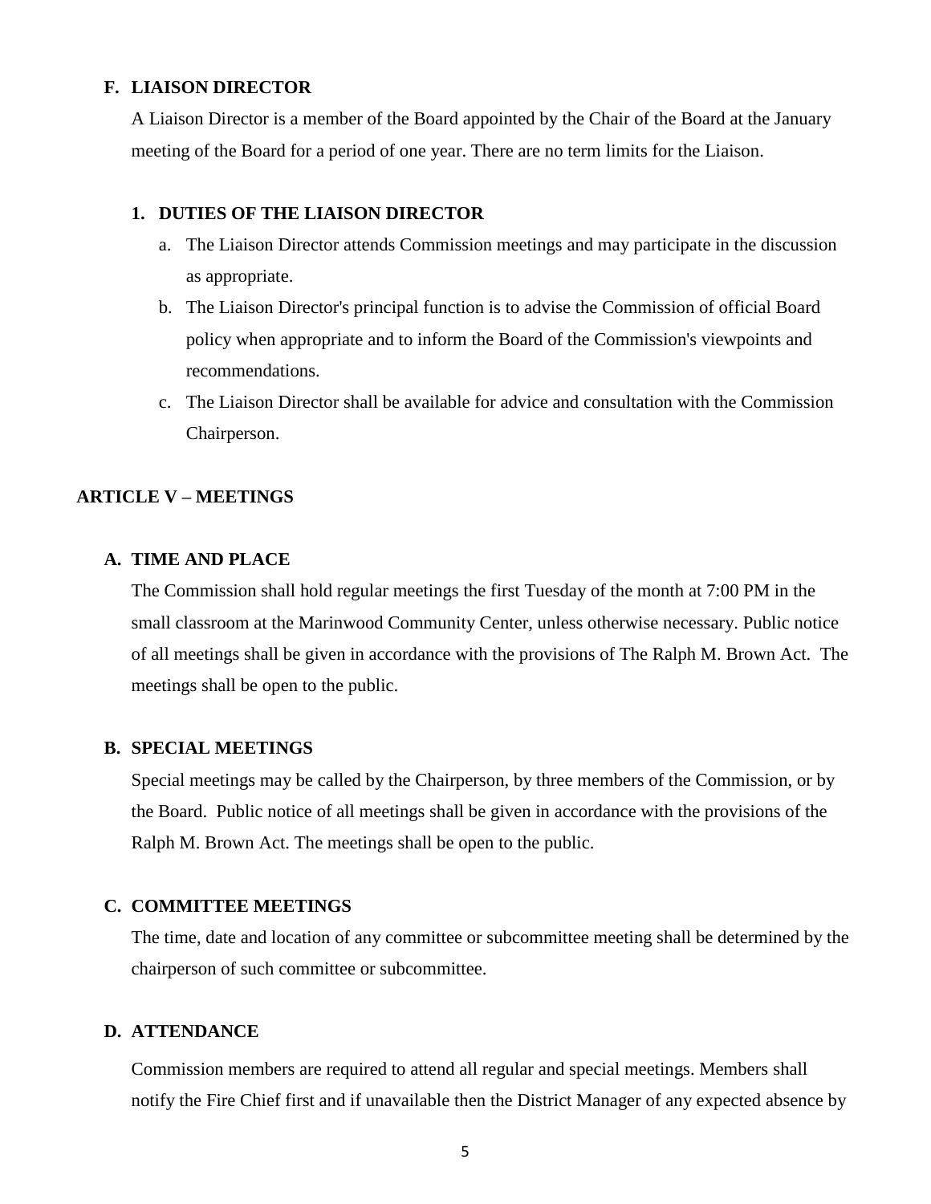### F. LIAISON DIRECTOR

A Liaison Director is a member of the Board appointed by the Chair of the Board at the January meeting of the Board for a period of one year. There are no term limits for the Liaison.

#### 1. DUTIES OF THE LIAISON DIRECTOR

a. The Liaison Director attends Commission meetings and may participate in the discussion as appropriate.

b. The Liaison Director's principal function is to advise the Commission of official Board policy when appropriate and to inform the Board of the Commission's viewpoints and recommendations.

c. The Liaison Director shall be available for advice and consultation with the Commission Chairperson.

## ARTICLE V – MEETINGS

### A. TIME AND PLACE

The Commission shall hold regular meetings the first Tuesday of the month at 7:00 PM in the small classroom at the Marinwood Community Center, unless otherwise necessary. Public notice of all meetings shall be given in accordance with the provisions of The Ralph M. Brown Act. The meetings shall be open to the public.

### B. SPECIAL MEETINGS

Special meetings may be called by the Chairperson, by three members of the Commission, or by the Board. Public notice of all meetings shall be given in accordance with the provisions of the Ralph M. Brown Act. The meetings shall be open to the public.

### C. COMMITTEE MEETINGS

The time, date and location of any committee or subcommittee meeting shall be determined by the chairperson of such committee or subcommittee.

### D. ATTENDANCE

Commission members are required to attend all regular and special meetings. Members shall notify the Fire Chief first and if unavailable then the District Manager of any expected absence by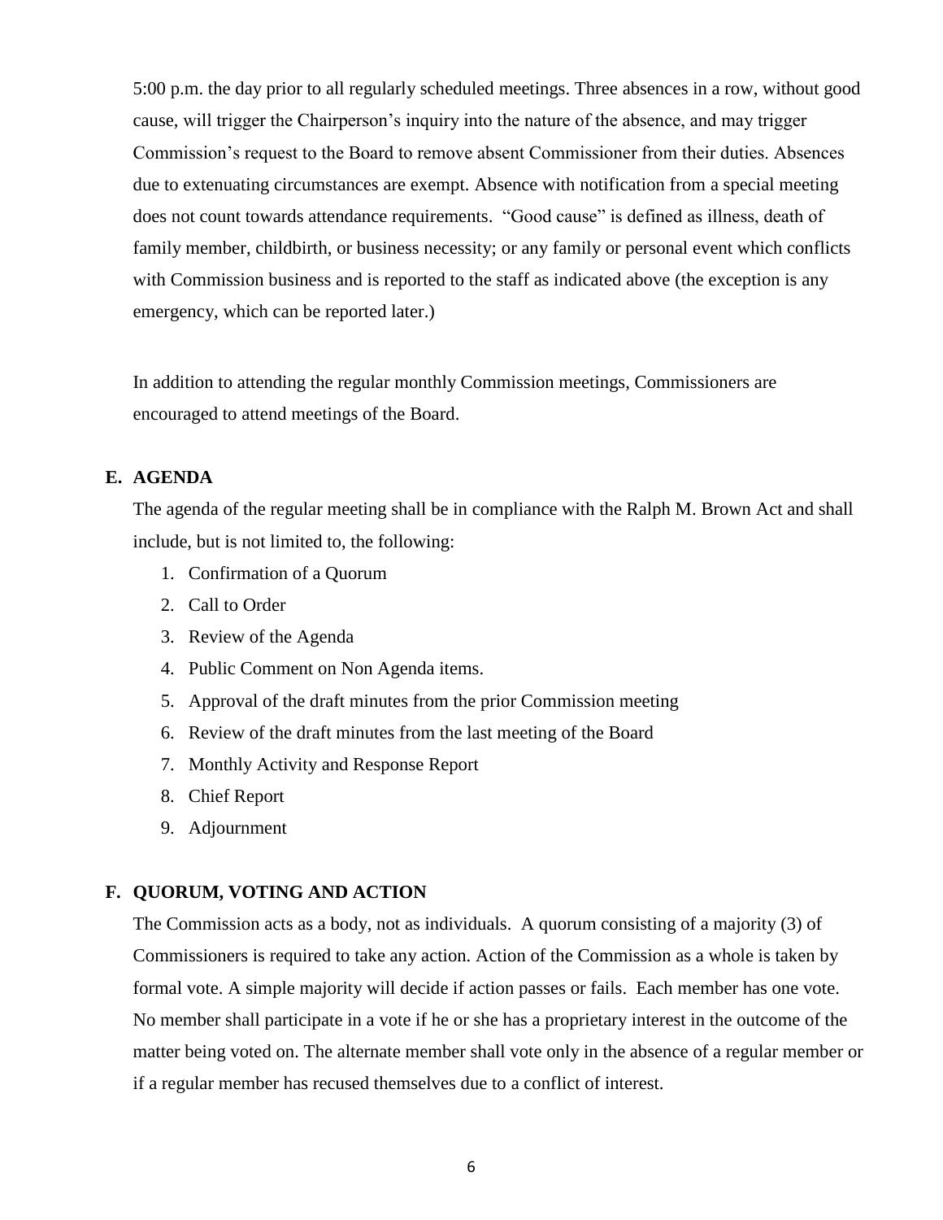5:00 p.m. the day prior to all regularly scheduled meetings. Three absences in a row, without good cause, will trigger the Chairperson's inquiry into the nature of the absence, and may trigger Commission's request to the Board to remove absent Commissioner from their duties. Absences due to extenuating circumstances are exempt. Absence with notification from a special meeting does not count towards attendance requirements. "Good cause" is defined as illness, death of family member, childbirth, or business necessity; or any family or personal event which conflicts with Commission business and is reported to the staff as indicated above (the exception is any emergency, which can be reported later.)

In addition to attending the regular monthly Commission meetings, Commissioners are encouraged to attend meetings of the Board.

**E. AGENDA**

The agenda of the regular meeting shall be in compliance with the Ralph M. Brown Act and shall include, but is not limited to, the following:

1. Confirmation of a Quorum
2. Call to Order
3. Review of the Agenda
4. Public Comment on Non Agenda items.
5. Approval of the draft minutes from the prior Commission meeting
6. Review of the draft minutes from the last meeting of the Board
7. Monthly Activity and Response Report
8. Chief Report
9. Adjournment

**F. QUORUM, VOTING AND ACTION**

The Commission acts as a body, not as individuals. A quorum consisting of a majority (3) of Commissioners is required to take any action. Action of the Commission as a whole is taken by formal vote. A simple majority will decide if action passes or fails. Each member has one vote. No member shall participate in a vote if he or she has a proprietary interest in the outcome of the matter being voted on. The alternate member shall vote only in the absence of a regular member or if a regular member has recused themselves due to a conflict of interest.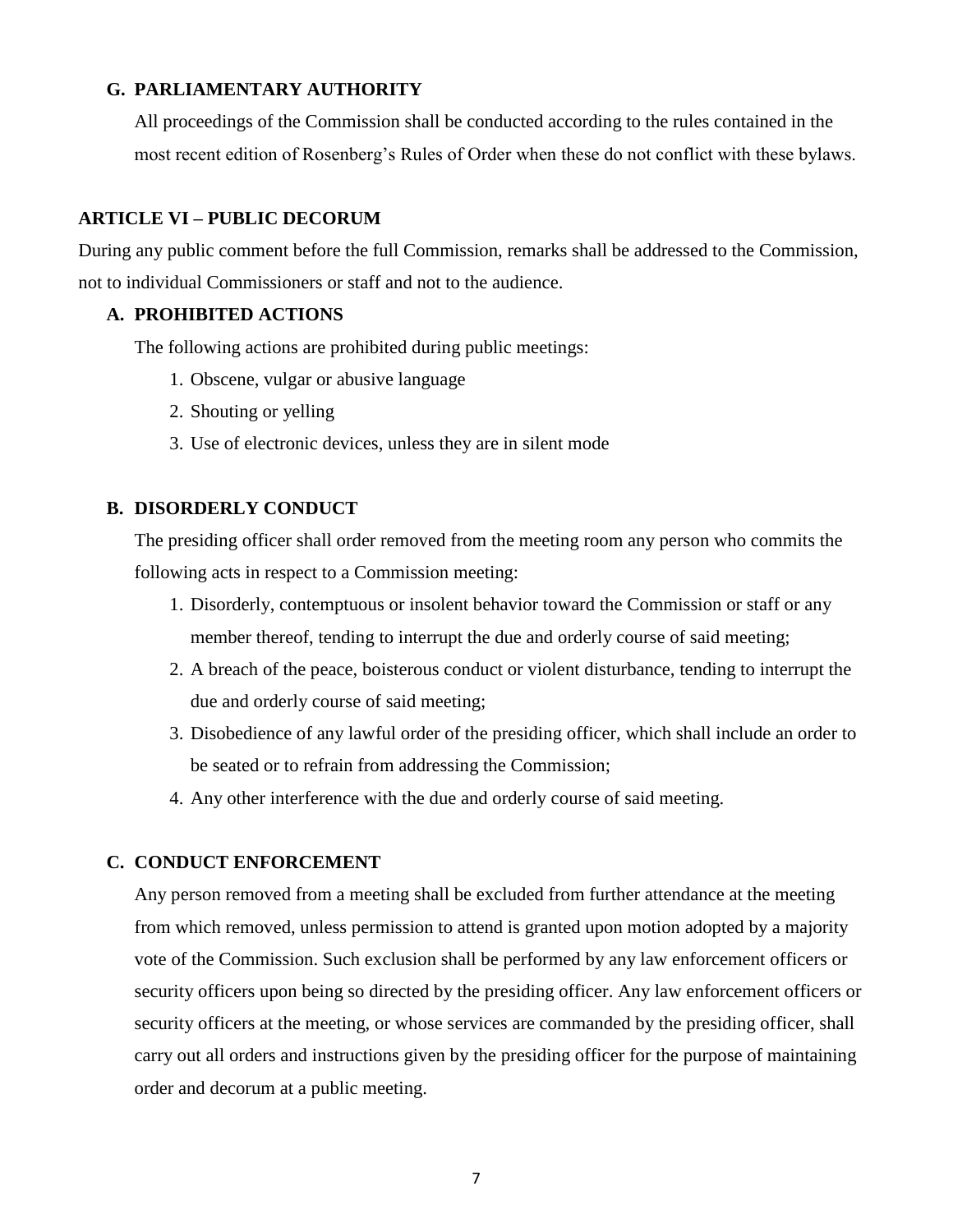### G. PARLIAMENTARY AUTHORITY

All proceedings of the Commission shall be conducted according to the rules contained in the most recent edition of Rosenberg's Rules of Order when these do not conflict with these bylaws.

## ARTICLE VI – PUBLIC DECORUM

During any public comment before the full Commission, remarks shall be addressed to the Commission, not to individual Commissioners or staff and not to the audience.

### A. PROHIBITED ACTIONS

The following actions are prohibited during public meetings:

1. Obscene, vulgar or abusive language
2. Shouting or yelling
3. Use of electronic devices, unless they are in silent mode

### B. DISORDERLY CONDUCT

The presiding officer shall order removed from the meeting room any person who commits the following acts in respect to a Commission meeting:

1. Disorderly, contemptuous or insolent behavior toward the Commission or staff or any member thereof, tending to interrupt the due and orderly course of said meeting;
2. A breach of the peace, boisterous conduct or violent disturbance, tending to interrupt the due and orderly course of said meeting;
3. Disobedience of any lawful order of the presiding officer, which shall include an order to be seated or to refrain from addressing the Commission;
4. Any other interference with the due and orderly course of said meeting.

### C. CONDUCT ENFORCEMENT

Any person removed from a meeting shall be excluded from further attendance at the meeting from which removed, unless permission to attend is granted upon motion adopted by a majority vote of the Commission. Such exclusion shall be performed by any law enforcement officers or security officers upon being so directed by the presiding officer. Any law enforcement officers or security officers at the meeting, or whose services are commanded by the presiding officer, shall carry out all orders and instructions given by the presiding officer for the purpose of maintaining order and decorum at a public meeting.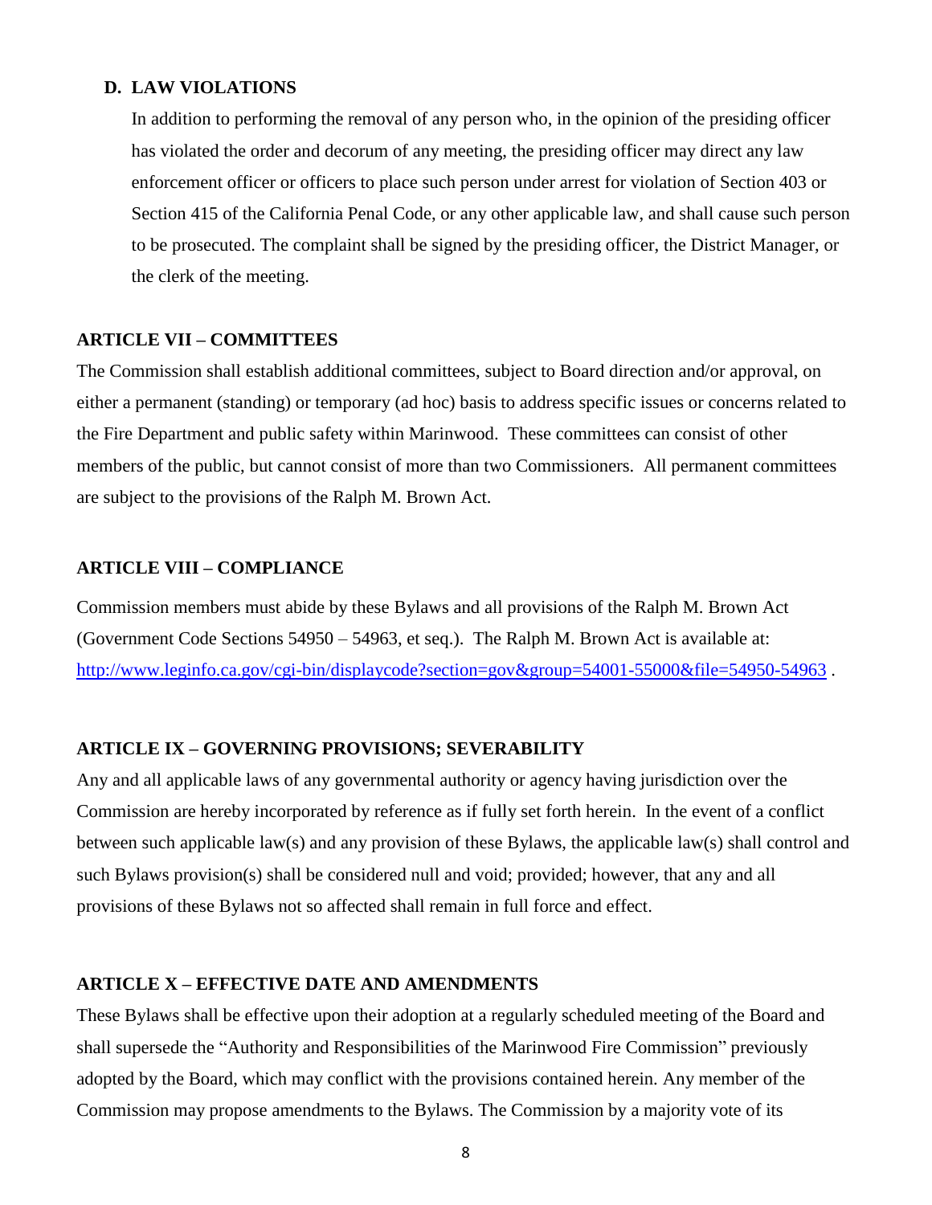### D. LAW VIOLATIONS

In addition to performing the removal of any person who, in the opinion of the presiding officer has violated the order and decorum of any meeting, the presiding officer may direct any law enforcement officer or officers to place such person under arrest for violation of Section 403 or Section 415 of the California Penal Code, or any other applicable law, and shall cause such person to be prosecuted. The complaint shall be signed by the presiding officer, the District Manager, or the clerk of the meeting.

## ARTICLE VII – COMMITTEES

The Commission shall establish additional committees, subject to Board direction and/or approval, on either a permanent (standing) or temporary (ad hoc) basis to address specific issues or concerns related to the Fire Department and public safety within Marinwood. These committees can consist of other members of the public, but cannot consist of more than two Commissioners. All permanent committees are subject to the provisions of the Ralph M. Brown Act.

## ARTICLE VIII – COMPLIANCE

Commission members must abide by these Bylaws and all provisions of the Ralph M. Brown Act (Government Code Sections 54950 – 54963, et seq.). The Ralph M. Brown Act is available at: [http://www.leginfo.ca.gov/cgi-bin/displaycode?section=gov&group=54001-55000&file=54950-54963](http://www.leginfo.ca.gov/cgi-bin/displaycode?section=gov&group=54001-55000&file=54950-54963) .

## ARTICLE IX – GOVERNING PROVISIONS; SEVERABILITY

Any and all applicable laws of any governmental authority or agency having jurisdiction over the Commission are hereby incorporated by reference as if fully set forth herein. In the event of a conflict between such applicable law(s) and any provision of these Bylaws, the applicable law(s) shall control and such Bylaws provision(s) shall be considered null and void; provided; however, that any and all provisions of these Bylaws not so affected shall remain in full force and effect.

## ARTICLE X – EFFECTIVE DATE AND AMENDMENTS

These Bylaws shall be effective upon their adoption at a regularly scheduled meeting of the Board and shall supersede the "Authority and Responsibilities of the Marinwood Fire Commission" previously adopted by the Board, which may conflict with the provisions contained herein. Any member of the Commission may propose amendments to the Bylaws. The Commission by a majority vote of its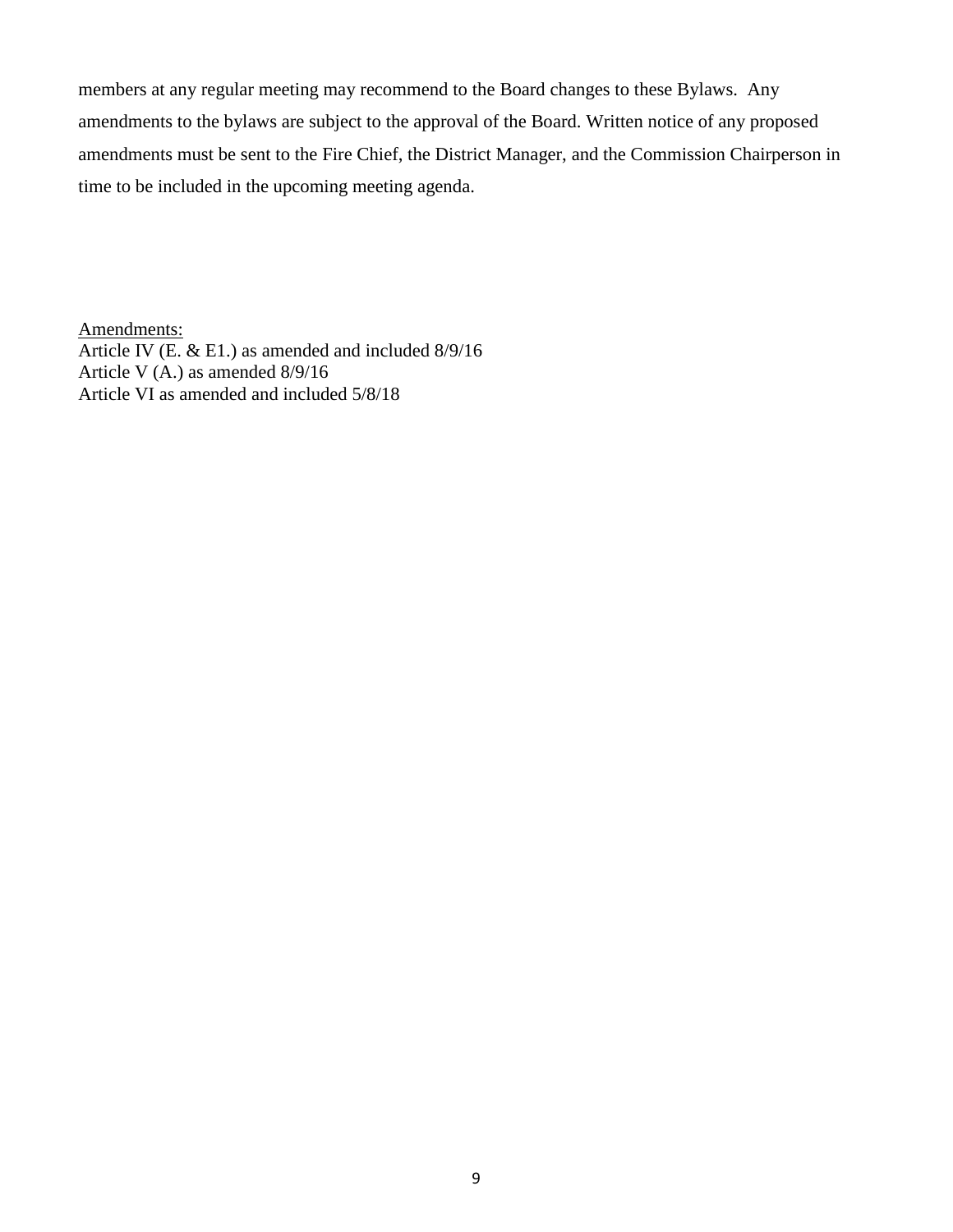members at any regular meeting may recommend to the Board changes to these Bylaws. Any amendments to the bylaws are subject to the approval of the Board. Written notice of any proposed amendments must be sent to the Fire Chief, the District Manager, and the Commission Chairperson in time to be included in the upcoming meeting agenda.

<u>Amendments:</u>
Article IV (E. & E1.) as amended and included 8/9/16
Article V (A.) as amended 8/9/16
Article VI as amended and included 5/8/18